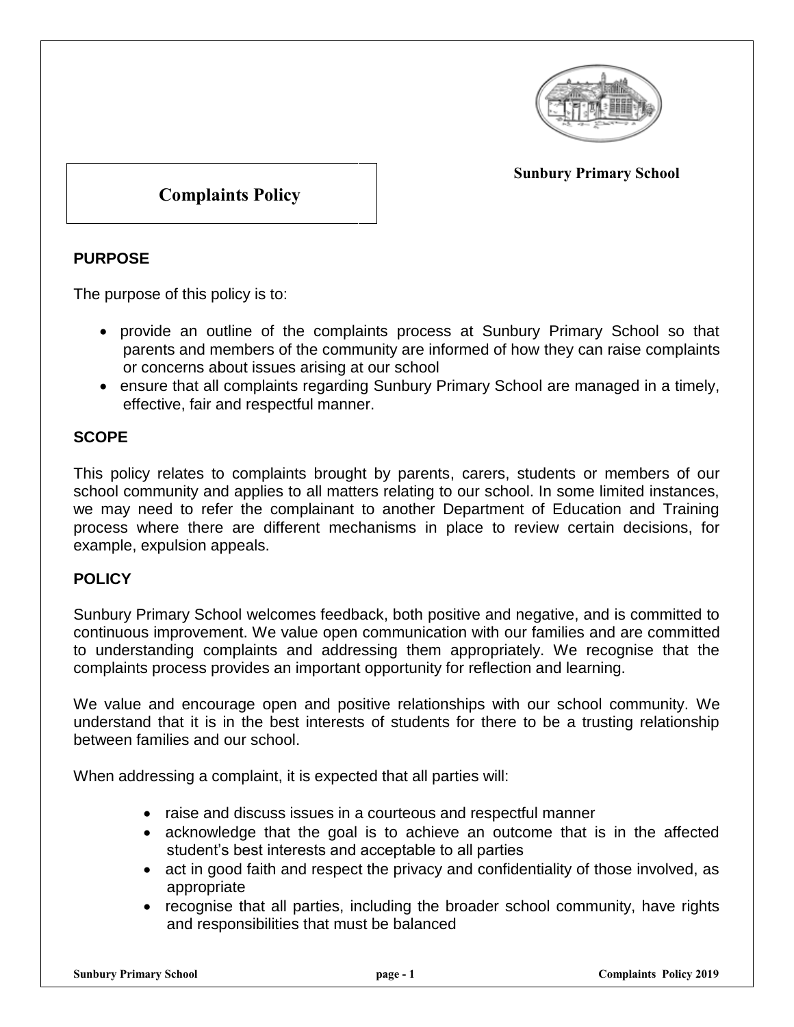**Sunbury Primary School**

# Complaints Policy

## PURPOSE

The purpose of this policy is to:

- provide an outline of the complaints process at Sunbury Primary School so that parents and members of the community are informed of how they can raise complaints or concerns about issues arising at our school
- ensure that all complaints regarding Sunbury Primary School are managed in a timely, effective, fair and respectful manner.

## SCOPE

This policy relates to complaints brought by parents, carers, students or members of our school community and applies to all matters relating to our school. In some limited instances, we may need to refer the complainant to another Department of Education and Training process where there are different mechanisms in place to review certain decisions, for example, expulsion appeals.

## POLICY

Sunbury Primary School welcomes feedback, both positive and negative, and is committed to continuous improvement. We value open communication with our families and are committed to understanding complaints and addressing them appropriately. We recognise that the complaints process provides an important opportunity for reflection and learning.

We value and encourage open and positive relationships with our school community. We understand that it is in the best interests of students for there to be a trusting relationship between families and our school.

When addressing a complaint, it is expected that all parties will:

- raise and discuss issues in a courteous and respectful manner
- acknowledge that the goal is to achieve an outcome that is in the affected student's best interests and acceptable to all parties
- act in good faith and respect the privacy and confidentiality of those involved, as appropriate
- recognise that all parties, including the broader school community, have rights and responsibilities that must be balanced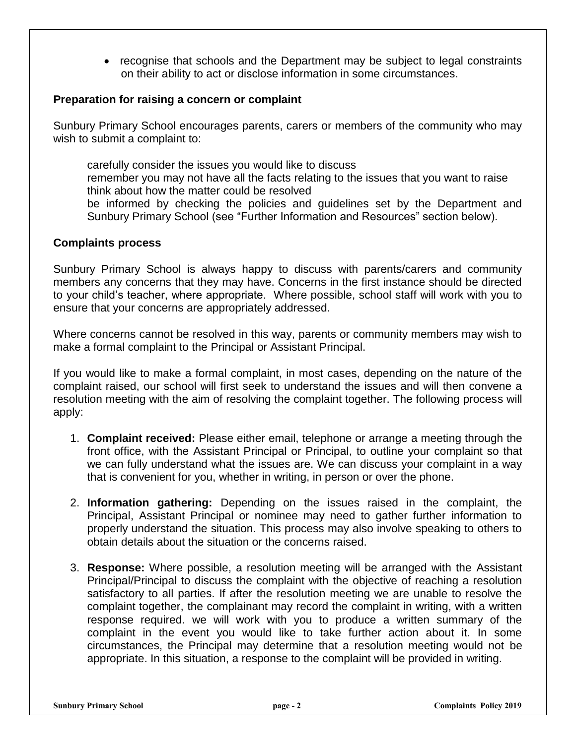- recognise that schools and the Department may be subject to legal constraints on their ability to act or disclose information in some circumstances.

### Preparation for raising a concern or complaint

Sunbury Primary School encourages parents, carers or members of the community who may wish to submit a complaint to:

carefully consider the issues you would like to discuss
remember you may not have all the facts relating to the issues that you want to raise
think about how the matter could be resolved
be informed by checking the policies and guidelines set by the Department and Sunbury Primary School (see "Further Information and Resources" section below).

### Complaints process

Sunbury Primary School is always happy to discuss with parents/carers and community members any concerns that they may have. Concerns in the first instance should be directed to your child's teacher, where appropriate. Where possible, school staff will work with you to ensure that your concerns are appropriately addressed.

Where concerns cannot be resolved in this way, parents or community members may wish to make a formal complaint to the Principal or Assistant Principal.

If you would like to make a formal complaint, in most cases, depending on the nature of the complaint raised, our school will first seek to understand the issues and will then convene a resolution meeting with the aim of resolving the complaint together. The following process will apply:

1. **Complaint received:** Please either email, telephone or arrange a meeting through the front office, with the Assistant Principal or Principal, to outline your complaint so that we can fully understand what the issues are. We can discuss your complaint in a way that is convenient for you, whether in writing, in person or over the phone.

2. **Information gathering:** Depending on the issues raised in the complaint, the Principal, Assistant Principal or nominee may need to gather further information to properly understand the situation. This process may also involve speaking to others to obtain details about the situation or the concerns raised.

3. **Response:** Where possible, a resolution meeting will be arranged with the Assistant Principal/Principal to discuss the complaint with the objective of reaching a resolution satisfactory to all parties. If after the resolution meeting we are unable to resolve the complaint together, the complainant may record the complaint in writing, with a written response required. we will work with you to produce a written summary of the complaint in the event you would like to take further action about it. In some circumstances, the Principal may determine that a resolution meeting would not be appropriate. In this situation, a response to the complaint will be provided in writing.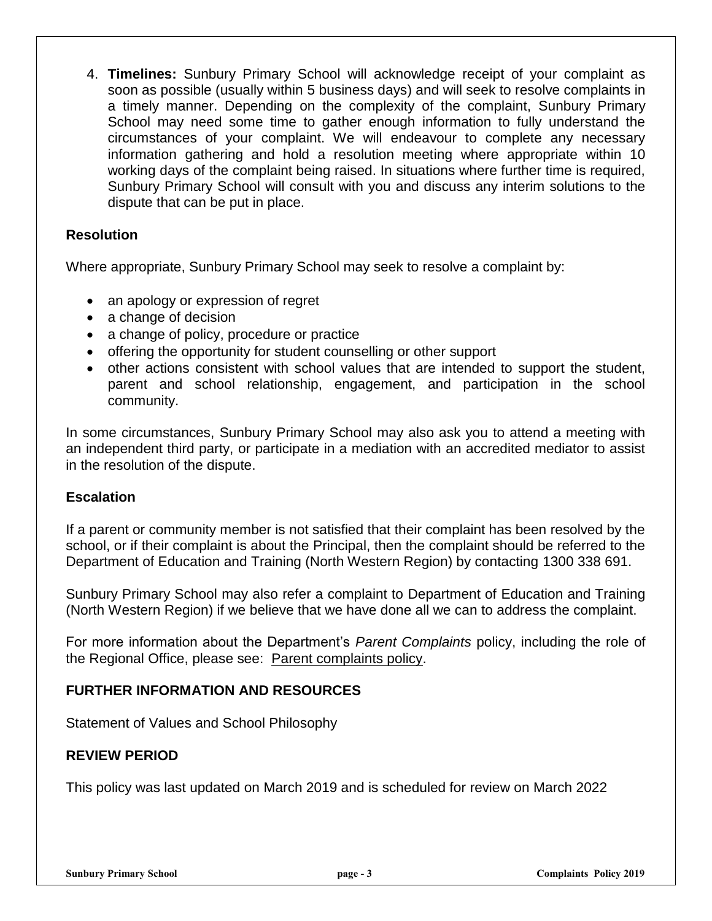4. **Timelines:** Sunbury Primary School will acknowledge receipt of your complaint as soon as possible (usually within 5 business days) and will seek to resolve complaints in a timely manner. Depending on the complexity of the complaint, Sunbury Primary School may need some time to gather enough information to fully understand the circumstances of your complaint. We will endeavour to complete any necessary information gathering and hold a resolution meeting where appropriate within 10 working days of the complaint being raised. In situations where further time is required, Sunbury Primary School will consult with you and discuss any interim solutions to the dispute that can be put in place.

### Resolution

Where appropriate, Sunbury Primary School may seek to resolve a complaint by:

- an apology or expression of regret
- a change of decision
- a change of policy, procedure or practice
- offering the opportunity for student counselling or other support
- other actions consistent with school values that are intended to support the student, parent and school relationship, engagement, and participation in the school community.

In some circumstances, Sunbury Primary School may also ask you to attend a meeting with an independent third party, or participate in a mediation with an accredited mediator to assist in the resolution of the dispute.

### Escalation

If a parent or community member is not satisfied that their complaint has been resolved by the school, or if their complaint is about the Principal, then the complaint should be referred to the Department of Education and Training (North Western Region) by contacting 1300 338 691.

Sunbury Primary School may also refer a complaint to Department of Education and Training (North Western Region) if we believe that we have done all we can to address the complaint.

For more information about the Department's *Parent Complaints* policy, including the role of the Regional Office, please see: Parent complaints policy.

## FURTHER INFORMATION AND RESOURCES

Statement of Values and School Philosophy

## REVIEW PERIOD

This policy was last updated on March 2019 and is scheduled for review on March 2022